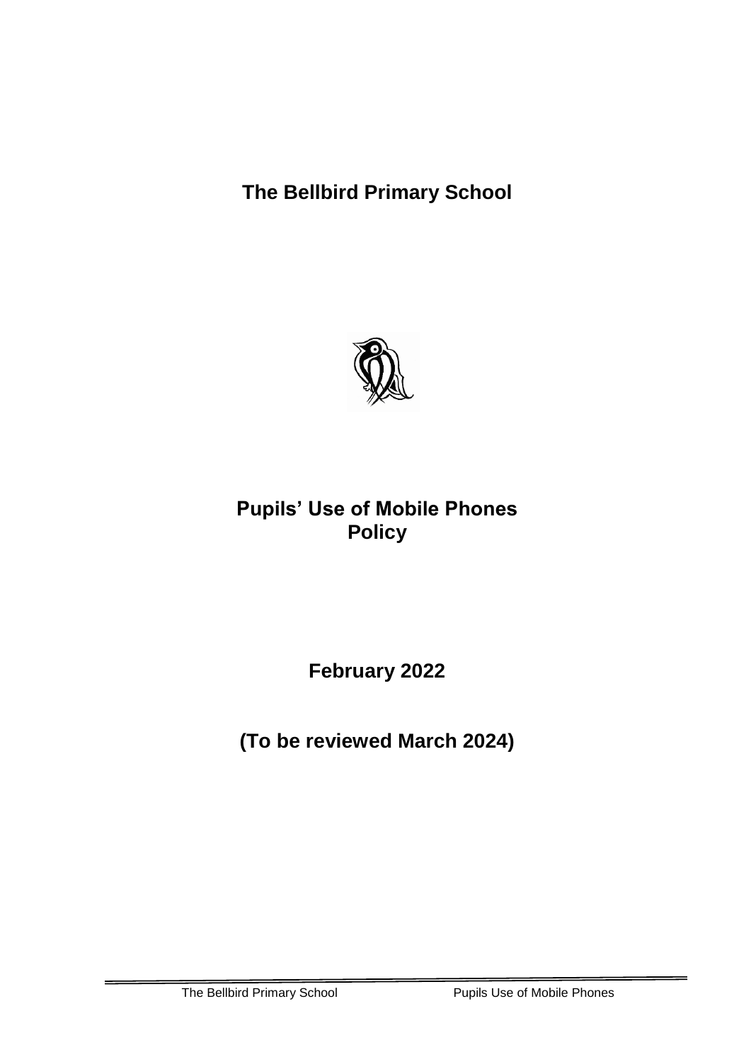# The Bellbird Primary School

# Pupils' Use of Mobile Phones Policy

**February 2022**

**(To be reviewed March 2024)**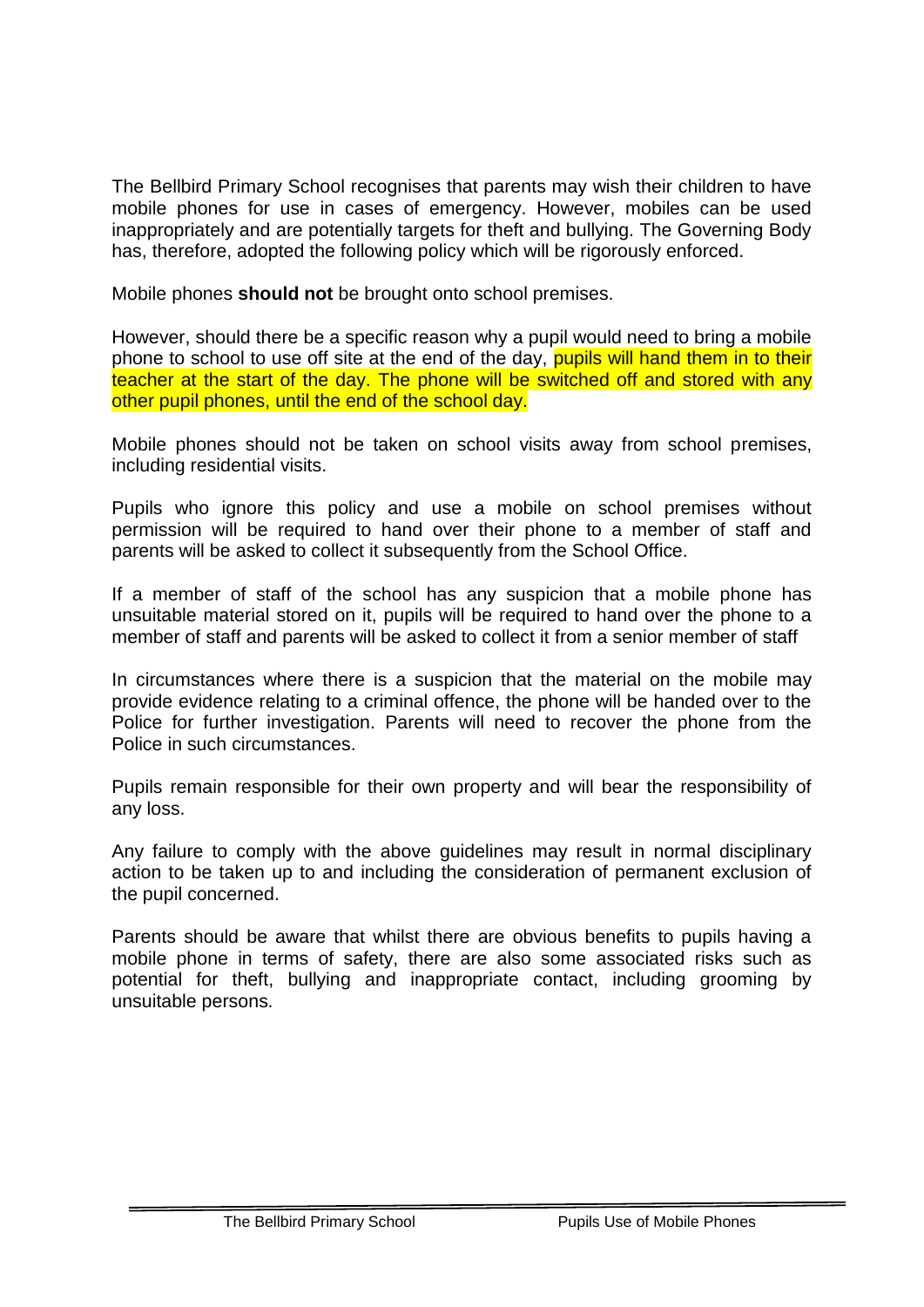The Bellbird Primary School recognises that parents may wish their children to have mobile phones for use in cases of emergency. However, mobiles can be used inappropriately and are potentially targets for theft and bullying. The Governing Body has, therefore, adopted the following policy which will be rigorously enforced.

Mobile phones **should not** be brought onto school premises.

However, should there be a specific reason why a pupil would need to bring a mobile phone to school to use off site at the end of the day, pupils will hand them in to their teacher at the start of the day. The phone will be switched off and stored with any other pupil phones, until the end of the school day.

Mobile phones should not be taken on school visits away from school premises, including residential visits.

Pupils who ignore this policy and use a mobile on school premises without permission will be required to hand over their phone to a member of staff and parents will be asked to collect it subsequently from the School Office.

If a member of staff of the school has any suspicion that a mobile phone has unsuitable material stored on it, pupils will be required to hand over the phone to a member of staff and parents will be asked to collect it from a senior member of staff

In circumstances where there is a suspicion that the material on the mobile may provide evidence relating to a criminal offence, the phone will be handed over to the Police for further investigation. Parents will need to recover the phone from the Police in such circumstances.

Pupils remain responsible for their own property and will bear the responsibility of any loss.

Any failure to comply with the above guidelines may result in normal disciplinary action to be taken up to and including the consideration of permanent exclusion of the pupil concerned.

Parents should be aware that whilst there are obvious benefits to pupils having a mobile phone in terms of safety, there are also some associated risks such as potential for theft, bullying and inappropriate contact, including grooming by unsuitable persons.